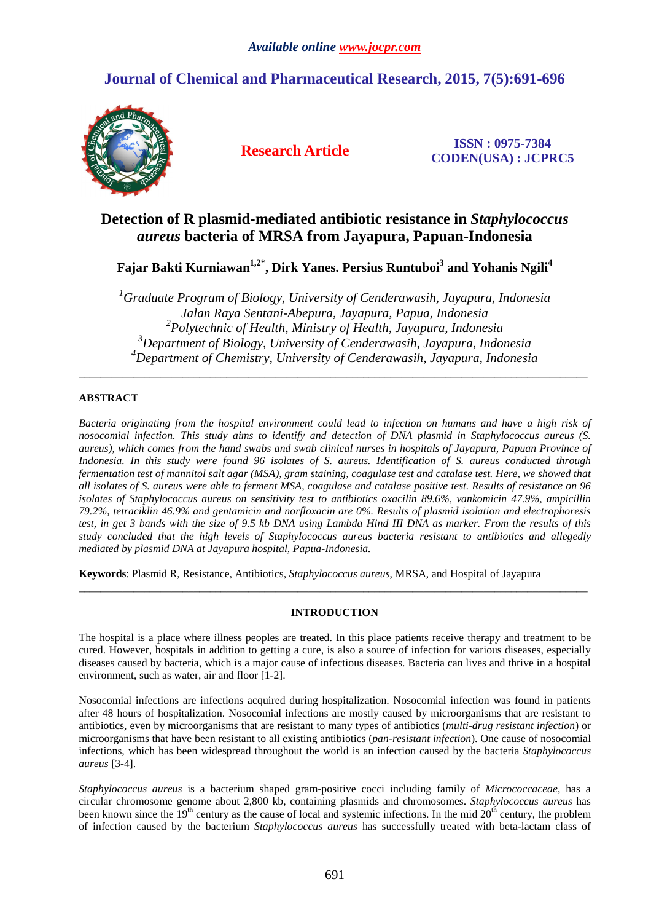# Detection of R plasmid-mediated antibiotic resistance in *Staphylococcus aureus* bacteria of MRSA from Jayapura, Papuan-Indonesia

**Fajar Bakti Kurniawan[1,2*], Dirk Yanes. Persius Runtuboi[3] and Yohanis Ngili[4]**

*[1]Graduate Program of Biology, University of Cenderawasih, Jayapura, Indonesia*
*Jalan Raya Sentani-Abepura, Jayapura, Papua, Indonesia*
*[2]Polytechnic of Health, Ministry of Health, Jayapura, Indonesia*
*[3]Department of Biology, University of Cenderawasih, Jayapura, Indonesia*
*[4]Department of Chemistry, University of Cenderawasih, Jayapura, Indonesia*

---

## ABSTRACT

*Bacteria originating from the hospital environment could lead to infection on humans and have a high risk of nosocomial infection. This study aims to identify and detection of DNA plasmid in Staphylococcus aureus (S. aureus), which comes from the hand swabs and swab clinical nurses in hospitals of Jayapura, Papuan Province of Indonesia. In this study were found 96 isolates of S. aureus. Identification of S. aureus conducted through fermentation test of mannitol salt agar (MSA), gram staining, coagulase test and catalase test. Here, we showed that all isolates of S. aureus were able to ferment MSA, coagulase and catalase positive test. Results of resistance on 96 isolates of Staphylococcus aureus on sensitivity test to antibiotics oxacilin 89.6%, vankomicin 47.9%, ampicillin 79.2%, tetraciklin 46.9% and gentamicin and norfloxacin are 0%. Results of plasmid isolation and electrophoresis test, in get 3 bands with the size of 9.5 kb DNA using Lambda Hind III DNA as marker. From the results of this study concluded that the high levels of Staphylococcus aureus bacteria resistant to antibiotics and allegedly mediated by plasmid DNA at Jayapura hospital, Papua-Indonesia.*

**Keywords**: Plasmid R, Resistance, Antibiotics, *Staphylococcus aureus*, MRSA, and Hospital of Jayapura

---

## INTRODUCTION

The hospital is a place where illness peoples are treated. In this place patients receive therapy and treatment to be cured. However, hospitals in addition to getting a cure, is also a source of infection for various diseases, especially diseases caused by bacteria, which is a major cause of infectious diseases. Bacteria can lives and thrive in a hospital environment, such as water, air and floor [1-2].

Nosocomial infections are infections acquired during hospitalization. Nosocomial infection was found in patients after 48 hours of hospitalization. Nosocomial infections are mostly caused by microorganisms that are resistant to antibiotics, even by microorganisms that are resistant to many types of antibiotics (*multi-drug resistant infection*) or microorganisms that have been resistant to all existing antibiotics (*pan-resistant infection*). One cause of nosocomial infections, which has been widespread throughout the world is an infection caused by the bacteria *Staphylococcus aureus* [3-4].

*Staphylococcus aureus* is a bacterium shaped gram-positive cocci including family of *Micrococcaceae*, has a circular chromosome genome about 2,800 kb, containing plasmids and chromosomes. *Staphylococcus aureus* has been known since the 19$^{th}$ century as the cause of local and systemic infections. In the mid 20$^{th}$ century, the problem of infection caused by the bacterium *Staphylococcus aureus* has successfully treated with beta-lactam class of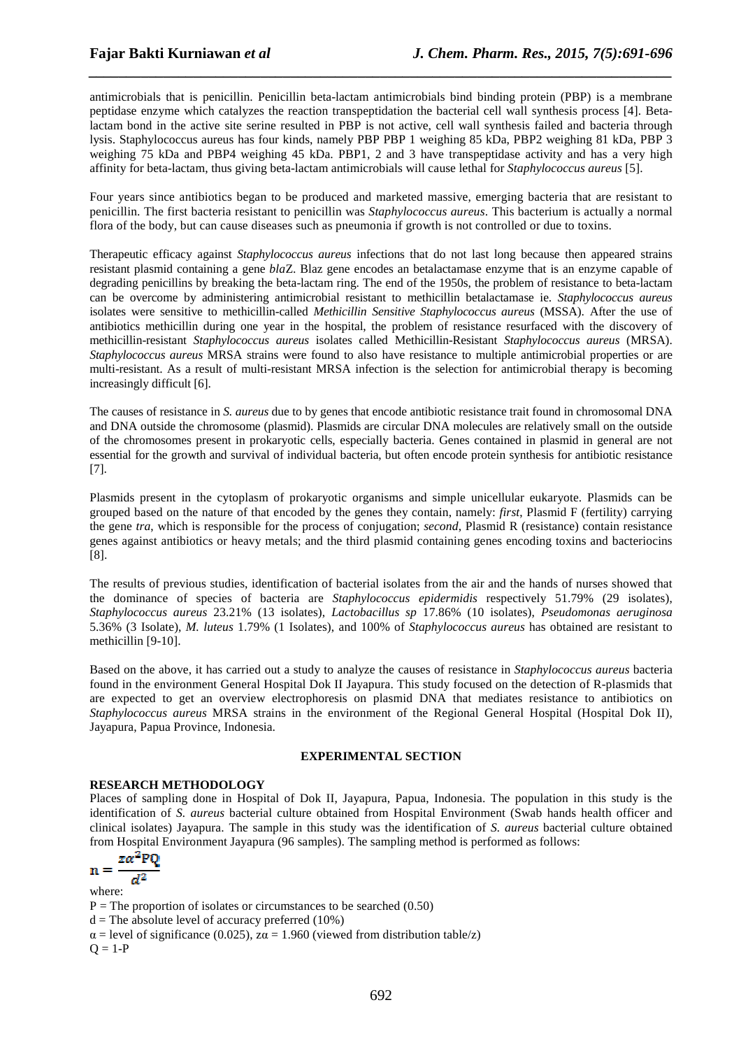antimicrobials that is penicillin. Penicillin beta-lactam antimicrobials bind binding protein (PBP) is a membrane peptidase enzyme which catalyzes the reaction transpeptidation the bacterial cell wall synthesis process [4]. Beta-lactam bond in the active site serine resulted in PBP is not active, cell wall synthesis failed and bacteria through lysis. Staphylococcus aureus has four kinds, namely PBP PBP 1 weighing 85 kDa, PBP2 weighing 81 kDa, PBP 3 weighing 75 kDa and PBP4 weighing 45 kDa. PBP1, 2 and 3 have transpeptidase activity and has a very high affinity for beta-lactam, thus giving beta-lactam antimicrobials will cause lethal for *Staphylococcus aureus* [5].

Four years since antibiotics began to be produced and marketed massive, emerging bacteria that are resistant to penicillin. The first bacteria resistant to penicillin was *Staphylococcus aureus*. This bacterium is actually a normal flora of the body, but can cause diseases such as pneumonia if growth is not controlled or due to toxins.

Therapeutic efficacy against *Staphylococcus aureus* infections that do not last long because then appeared strains resistant plasmid containing a gene *bla*Z. Blaz gene encodes an betalactamase enzyme that is an enzyme capable of degrading penicillins by breaking the beta-lactam ring. The end of the 1950s, the problem of resistance to beta-lactam can be overcome by administering antimicrobial resistant to methicillin betalactamase ie. *Staphylococcus aureus* isolates were sensitive to methicillin-called *Methicillin Sensitive Staphylococcus aureus* (MSSA). After the use of antibiotics methicillin during one year in the hospital, the problem of resistance resurfaced with the discovery of methicillin-resistant *Staphylococcus aureus* isolates called Methicillin-Resistant *Staphylococcus aureus* (MRSA). *Staphylococcus aureus* MRSA strains were found to also have resistance to multiple antimicrobial properties or are multi-resistant. As a result of multi-resistant MRSA infection is the selection for antimicrobial therapy is becoming increasingly difficult [6].

The causes of resistance in *S. aureus* due to by genes that encode antibiotic resistance trait found in chromosomal DNA and DNA outside the chromosome (plasmid). Plasmids are circular DNA molecules are relatively small on the outside of the chromosomes present in prokaryotic cells, especially bacteria. Genes contained in plasmid in general are not essential for the growth and survival of individual bacteria, but often encode protein synthesis for antibiotic resistance [7].

Plasmids present in the cytoplasm of prokaryotic organisms and simple unicellular eukaryote. Plasmids can be grouped based on the nature of that encoded by the genes they contain, namely: *first*, Plasmid F (fertility) carrying the gene *tra*, which is responsible for the process of conjugation; *second*, Plasmid R (resistance) contain resistance genes against antibiotics or heavy metals; and the third plasmid containing genes encoding toxins and bacteriocins [8].

The results of previous studies, identification of bacterial isolates from the air and the hands of nurses showed that the dominance of species of bacteria are *Staphylococcus epidermidis* respectively 51.79% (29 isolates), *Staphylococcus aureus* 23.21% (13 isolates), *Lactobacillus sp* 17.86% (10 isolates), *Pseudomonas aeruginosa* 5.36% (3 Isolate), *M. luteus* 1.79% (1 Isolates), and 100% of *Staphylococcus aureus* has obtained are resistant to methicillin [9-10].

Based on the above, it has carried out a study to analyze the causes of resistance in *Staphylococcus aureus* bacteria found in the environment General Hospital Dok II Jayapura. This study focused on the detection of R-plasmids that are expected to get an overview electrophoresis on plasmid DNA that mediates resistance to antibiotics on *Staphylococcus aureus* MRSA strains in the environment of the Regional General Hospital (Hospital Dok II), Jayapura, Papua Province, Indonesia.

## EXPERIMENTAL SECTION

### RESEARCH METHODOLOGY

Places of sampling done in Hospital of Dok II, Jayapura, Papua, Indonesia. The population in this study is the identification of *S. aureus* bacterial culture obtained from Hospital Environment (Swab hands health officer and clinical isolates) Jayapura. The sample in this study was the identification of *S. aureus* bacterial culture obtained from Hospital Environment Jayapura (96 samples). The sampling method is performed as follows:

$$n = \frac{z\alpha^2 PQ}{d^2}$$

where:

P = The proportion of isolates or circumstances to be searched (0.50)

d = The absolute level of accuracy preferred (10%)

$\alpha$ = level of significance (0.025), $z\alpha$ = 1.960 (viewed from distribution table/z)

Q = 1-P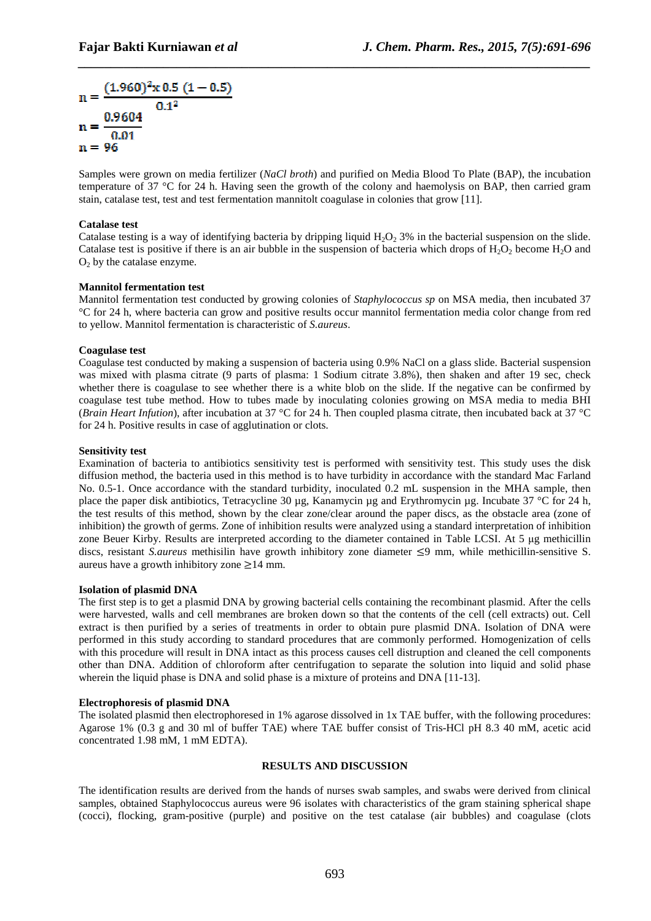$$n = \frac{(1.960)^2 x\, 0.5\, (1 - 0.5)}{0.1^2}$$

$$n = \frac{0.9604}{0.01}$$

$$n = 96$$

Samples were grown on media fertilizer (*NaCl broth*) and purified on Media Blood To Plate (BAP), the incubation temperature of 37 °C for 24 h. Having seen the growth of the colony and haemolysis on BAP, then carried gram stain, catalase test, test and test fermentation mannitolt coagulase in colonies that grow [11].

**Catalase test**

Catalase testing is a way of identifying bacteria by dripping liquid $H_2O_2$ 3% in the bacterial suspension on the slide. Catalase test is positive if there is an air bubble in the suspension of bacteria which drops of $H_2O_2$ become $H_2O$ and $O_2$ by the catalase enzyme.

**Mannitol fermentation test**

Mannitol fermentation test conducted by growing colonies of *Staphylococcus sp* on MSA media, then incubated 37 °C for 24 h, where bacteria can grow and positive results occur mannitol fermentation media color change from red to yellow. Mannitol fermentation is characteristic of *S.aureus*.

**Coagulase test**

Coagulase test conducted by making a suspension of bacteria using 0.9% NaCl on a glass slide. Bacterial suspension was mixed with plasma citrate (9 parts of plasma: 1 Sodium citrate 3.8%), then shaken and after 19 sec, check whether there is coagulase to see whether there is a white blob on the slide. If the negative can be confirmed by coagulase test tube method. How to tubes made by inoculating colonies growing on MSA media to media BHI (*Brain Heart Infution*), after incubation at 37 °C for 24 h. Then coupled plasma citrate, then incubated back at 37 °C for 24 h. Positive results in case of agglutination or clots.

**Sensitivity test**

Examination of bacteria to antibiotics sensitivity test is performed with sensitivity test. This study uses the disk diffusion method, the bacteria used in this method is to have turbidity in accordance with the standard Mac Farland No. 0.5-1. Once accordance with the standard turbidity, inoculated 0.2 mL suspension in the MHA sample, then place the paper disk antibiotics, Tetracycline 30 µg, Kanamycin µg and Erythromycin µg. Incubate 37 °C for 24 h, the test results of this method, shown by the clear zone/clear around the paper discs, as the obstacle area (zone of inhibition) the growth of germs. Zone of inhibition results were analyzed using a standard interpretation of inhibition zone Beuer Kirby. Results are interpreted according to the diameter contained in Table LCSI. At 5 µg methicillin discs, resistant *S.aureus* methisilin have growth inhibitory zone diameter $\leq$9 mm, while methicillin-sensitive S. aureus have a growth inhibitory zone $\geq$14 mm.

**Isolation of plasmid DNA**

The first step is to get a plasmid DNA by growing bacterial cells containing the recombinant plasmid. After the cells were harvested, walls and cell membranes are broken down so that the contents of the cell (cell extracts) out. Cell extract is then purified by a series of treatments in order to obtain pure plasmid DNA. Isolation of DNA were performed in this study according to standard procedures that are commonly performed. Homogenization of cells with this procedure will result in DNA intact as this process causes cell distruption and cleaned the cell components other than DNA. Addition of chloroform after centrifugation to separate the solution into liquid and solid phase wherein the liquid phase is DNA and solid phase is a mixture of proteins and DNA [11-13].

**Electrophoresis of plasmid DNA**

The isolated plasmid then electrophoresed in 1% agarose dissolved in 1x TAE buffer, with the following procedures: Agarose 1% (0.3 g and 30 ml of buffer TAE) where TAE buffer consist of Tris-HCl pH 8.3 40 mM, acetic acid concentrated 1.98 mM, 1 mM EDTA).

## RESULTS AND DISCUSSION

The identification results are derived from the hands of nurses swab samples, and swabs were derived from clinical samples, obtained Staphylococcus aureus were 96 isolates with characteristics of the gram staining spherical shape (cocci), flocking, gram-positive (purple) and positive on the test catalase (air bubbles) and coagulase (clots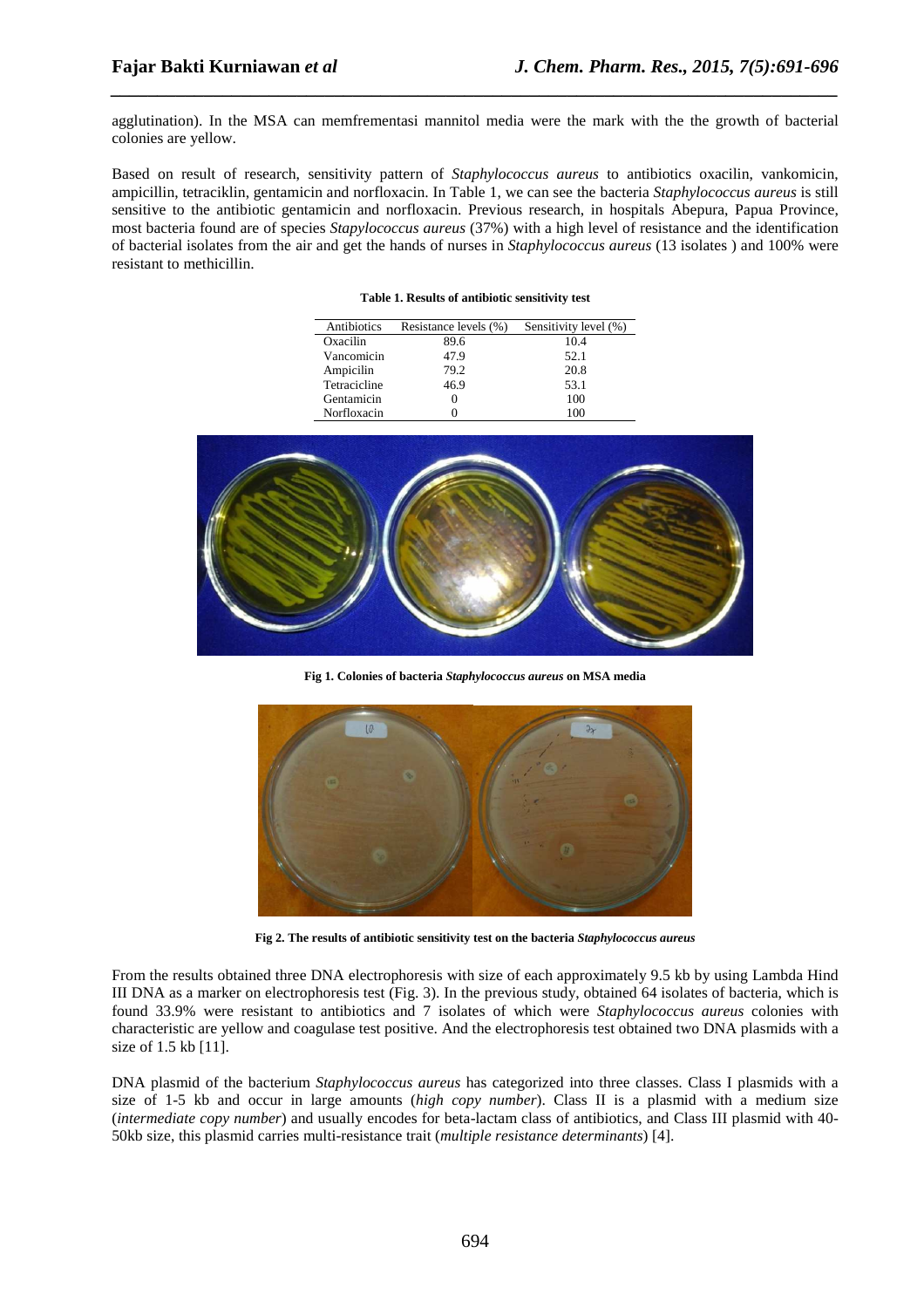agglutination). In the MSA can memfrementasi mannitol media were the mark with the the growth of bacterial colonies are yellow.

Based on result of research, sensitivity pattern of *Staphylococcus aureus* to antibiotics oxacilin, vankomicin, ampicillin, tetraciklin, gentamicin and norfloxacin. In Table 1, we can see the bacteria *Staphylococcus aureus* is still sensitive to the antibiotic gentamicin and norfloxacin. Previous research, in hospitals Abepura, Papua Province, most bacteria found are of species *Stapylococcus aureus* (37%) with a high level of resistance and the identification of bacterial isolates from the air and get the hands of nurses in *Staphylococcus aureus* (13 isolates ) and 100% were resistant to methicillin.

**Table 1. Results of antibiotic sensitivity test**

| Antibiotics | Resistance levels (%) | Sensitivity level (%) |
|---|---|---|
| Oxacilin | 89.6 | 10.4 |
| Vancomicin | 47.9 | 52.1 |
| Ampicilin | 79.2 | 20.8 |
| Tetracicline | 46.9 | 53.1 |
| Gentamicin | 0 | 100 |
| Norfloxacin | 0 | 100 |

**Fig 1. Colonies of bacteria *Staphylococcus aureus* on MSA media**

**Fig 2. The results of antibiotic sensitivity test on the bacteria *Staphylococcus aureus***

From the results obtained three DNA electrophoresis with size of each approximately 9.5 kb by using Lambda Hind III DNA as a marker on electrophoresis test (Fig. 3). In the previous study, obtained 64 isolates of bacteria, which is found 33.9% were resistant to antibiotics and 7 isolates of which were *Staphylococcus aureus* colonies with characteristic are yellow and coagulase test positive. And the electrophoresis test obtained two DNA plasmids with a size of 1.5 kb [11].

DNA plasmid of the bacterium *Staphylococcus aureus* has categorized into three classes. Class I plasmids with a size of 1-5 kb and occur in large amounts (*high copy number*). Class II is a plasmid with a medium size (*intermediate copy number*) and usually encodes for beta-lactam class of antibiotics, and Class III plasmid with 40-50kb size, this plasmid carries multi-resistance trait (*multiple resistance determinants*) [4].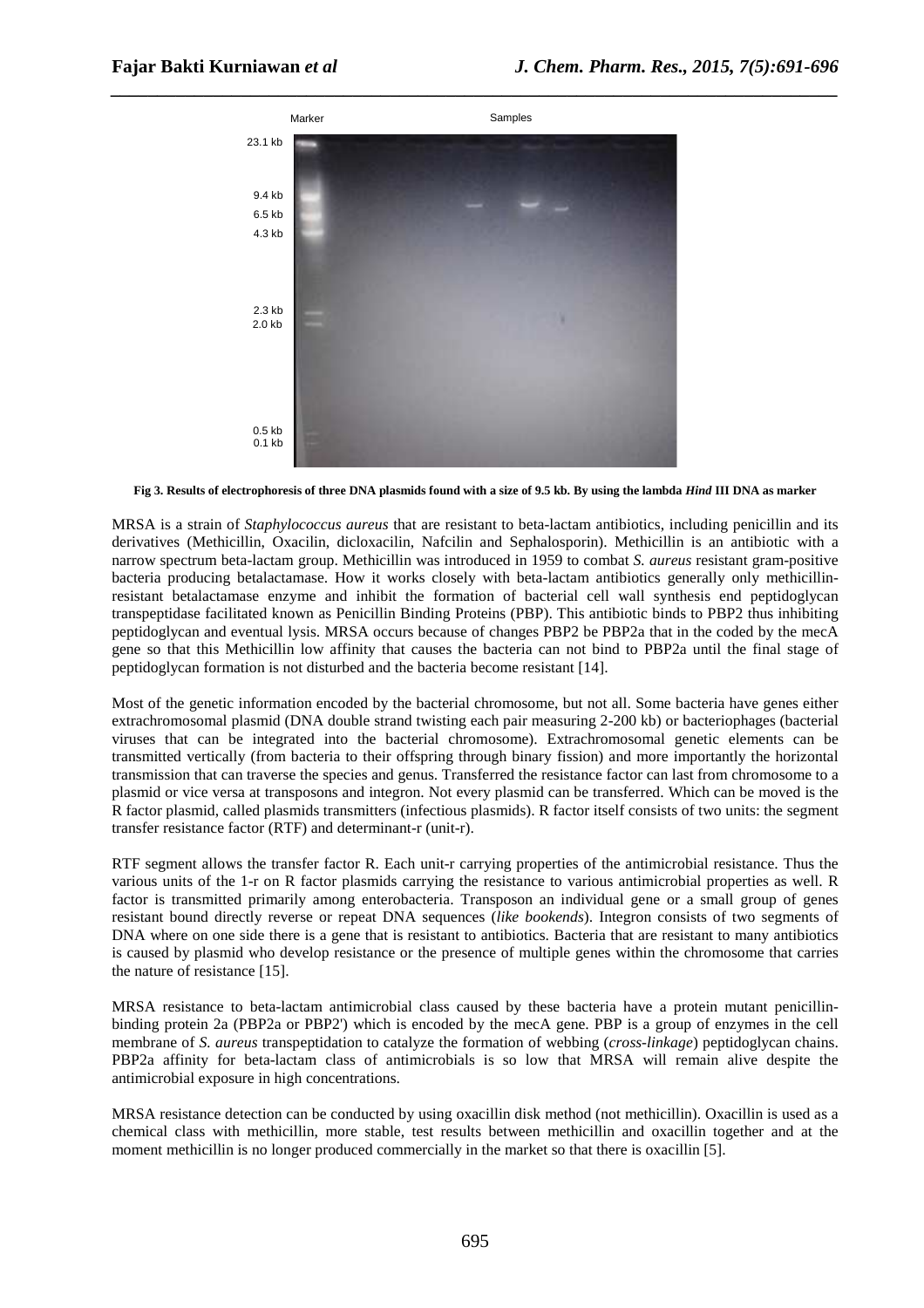Fig 3. Results of electrophoresis of three DNA plasmids found with a size of 9.5 kb. By using the lambda *Hind* III DNA as marker

MRSA is a strain of *Staphylococcus aureus* that are resistant to beta-lactam antibiotics, including penicillin and its derivatives (Methicillin, Oxacilin, dicloxacilin, Nafcilin and Sephalosporin). Methicillin is an antibiotic with a narrow spectrum beta-lactam group. Methicillin was introduced in 1959 to combat *S. aureus* resistant gram-positive bacteria producing betalactamase. How it works closely with beta-lactam antibiotics generally only methicillin-resistant betalactamase enzyme and inhibit the formation of bacterial cell wall synthesis end peptidoglycan transpeptidase facilitated known as Penicillin Binding Proteins (PBP). This antibiotic binds to PBP2 thus inhibiting peptidoglycan and eventual lysis. MRSA occurs because of changes PBP2 be PBP2a that in the coded by the mecA gene so that this Methicillin low affinity that causes the bacteria can not bind to PBP2a until the final stage of peptidoglycan formation is not disturbed and the bacteria become resistant [14].

Most of the genetic information encoded by the bacterial chromosome, but not all. Some bacteria have genes either extrachromosomal plasmid (DNA double strand twisting each pair measuring 2-200 kb) or bacteriophages (bacterial viruses that can be integrated into the bacterial chromosome). Extrachromosomal genetic elements can be transmitted vertically (from bacteria to their offspring through binary fission) and more importantly the horizontal transmission that can traverse the species and genus. Transferred the resistance factor can last from chromosome to a plasmid or vice versa at transposons and integron. Not every plasmid can be transferred. Which can be moved is the R factor plasmid, called plasmids transmitters (infectious plasmids). R factor itself consists of two units: the segment transfer resistance factor (RTF) and determinant-r (unit-r).

RTF segment allows the transfer factor R. Each unit-r carrying properties of the antimicrobial resistance. Thus the various units of the 1-r on R factor plasmids carrying the resistance to various antimicrobial properties as well. R factor is transmitted primarily among enterobacteria. Transposon an individual gene or a small group of genes resistant bound directly reverse or repeat DNA sequences (*like bookends*). Integron consists of two segments of DNA where on one side there is a gene that is resistant to antibiotics. Bacteria that are resistant to many antibiotics is caused by plasmid who develop resistance or the presence of multiple genes within the chromosome that carries the nature of resistance [15].

MRSA resistance to beta-lactam antimicrobial class caused by these bacteria have a protein mutant penicillin-binding protein 2a (PBP2a or PBP2') which is encoded by the mecA gene. PBP is a group of enzymes in the cell membrane of *S. aureus* transpeptidation to catalyze the formation of webbing (*cross-linkage*) peptidoglycan chains. PBP2a affinity for beta-lactam class of antimicrobials is so low that MRSA will remain alive despite the antimicrobial exposure in high concentrations.

MRSA resistance detection can be conducted by using oxacillin disk method (not methicillin). Oxacillin is used as a chemical class with methicillin, more stable, test results between methicillin and oxacillin together and at the moment methicillin is no longer produced commercially in the market so that there is oxacillin [5].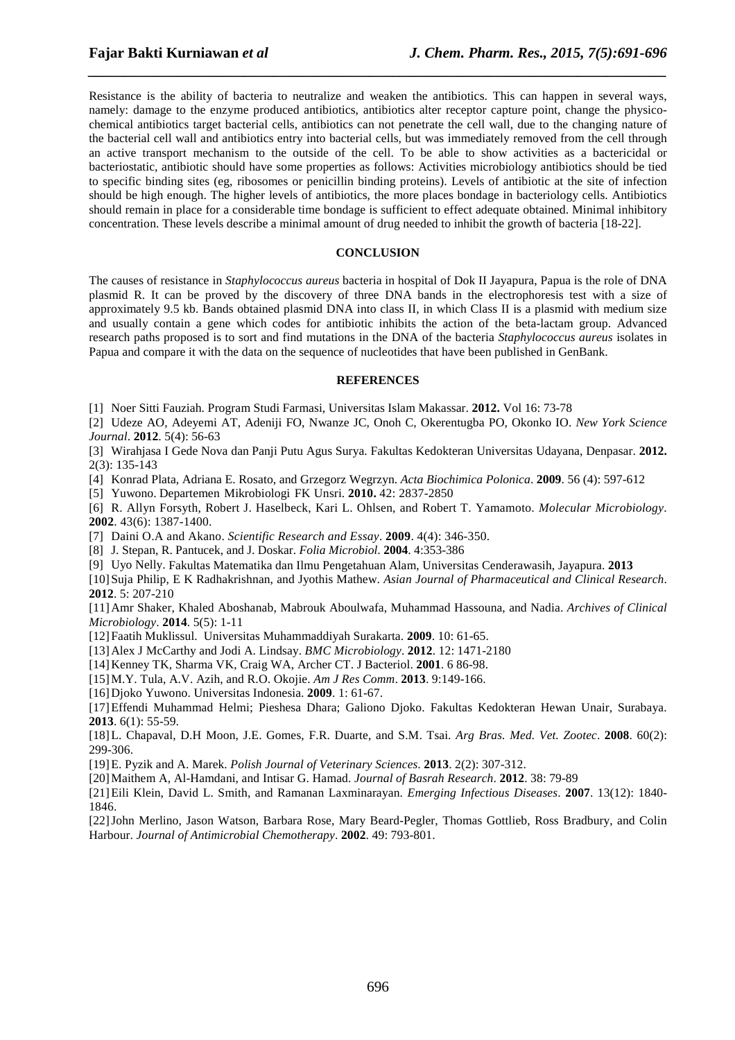Resistance is the ability of bacteria to neutralize and weaken the antibiotics. This can happen in several ways, namely: damage to the enzyme produced antibiotics, antibiotics alter receptor capture point, change the physico-chemical antibiotics target bacterial cells, antibiotics can not penetrate the cell wall, due to the changing nature of the bacterial cell wall and antibiotics entry into bacterial cells, but was immediately removed from the cell through an active transport mechanism to the outside of the cell. To be able to show activities as a bactericidal or bacteriostatic, antibiotic should have some properties as follows: Activities microbiology antibiotics should be tied to specific binding sites (eg, ribosomes or penicillin binding proteins). Levels of antibiotic at the site of infection should be high enough. The higher levels of antibiotics, the more places bondage in bacteriology cells. Antibiotics should remain in place for a considerable time bondage is sufficient to effect adequate obtained. Minimal inhibitory concentration. These levels describe a minimal amount of drug needed to inhibit the growth of bacteria [18-22].

## CONCLUSION

The causes of resistance in *Staphylococcus aureus* bacteria in hospital of Dok II Jayapura, Papua is the role of DNA plasmid R. It can be proved by the discovery of three DNA bands in the electrophoresis test with a size of approximately 9.5 kb. Bands obtained plasmid DNA into class II, in which Class II is a plasmid with medium size and usually contain a gene which codes for antibiotic inhibits the action of the beta-lactam group. Advanced research paths proposed is to sort and find mutations in the DNA of the bacteria *Staphylococcus aureus* isolates in Papua and compare it with the data on the sequence of nucleotides that have been published in GenBank.

## REFERENCES

[1] Noer Sitti Fauziah. Program Studi Farmasi, Universitas Islam Makassar. **2012.** Vol 16: 73-78

[2] Udeze AO, Adeyemi AT, Adeniji FO, Nwanze JC, Onoh C, Okerentugba PO, Okonko IO. *New York Science Journal*. **2012**. 5(4): 56-63

[3] Wirahjasa I Gede Nova dan Panji Putu Agus Surya. Fakultas Kedokteran Universitas Udayana, Denpasar. **2012.** 2(3): 135-143

[4] Konrad Plata, Adriana E. Rosato, and Grzegorz Wegrzyn. *Acta Biochimica Polonica*. **2009**. 56 (4): 597-612

[5] Yuwono. Departemen Mikrobiologi FK Unsri. **2010.** 42: 2837-2850

[6] R. Allyn Forsyth, Robert J. Haselbeck, Kari L. Ohlsen, and Robert T. Yamamoto. *Molecular Microbiology*. **2002**. 43(6): 1387-1400.

[7] Daini O.A and Akano. *Scientific Research and Essay*. **2009**. 4(4): 346-350.

[8] J. Stepan, R. Pantucek, and J. Doskar. *Folia Microbiol.* **2004**. 4:353-386

[9] Uyo Nelly. Fakultas Matematika dan Ilmu Pengetahuan Alam, Universitas Cenderawasih, Jayapura. **2013**

[10] Suja Philip, E K Radhakrishnan, and Jyothis Mathew. *Asian Journal of Pharmaceutical and Clinical Research*. **2012**. 5: 207-210

[11] Amr Shaker, Khaled Aboshanab, Mabrouk Aboulwafa, Muhammad Hassouna, and Nadia. *Archives of Clinical Microbiology*. **2014**. 5(5): 1-11

[12] Faatih Muklissul. Universitas Muhammaddiyah Surakarta. **2009**. 10: 61-65.

[13] Alex J McCarthy and Jodi A. Lindsay. *BMC Microbiology*. **2012**. 12: 1471-2180

[14] Kenney TK, Sharma VK, Craig WA, Archer CT. J Bacteriol. **2001**. 6 86-98.

[15] M.Y. Tula, A.V. Azih, and R.O. Okojie. *Am J Res Comm*. **2013**. 9:149-166.

[16] Djoko Yuwono. Universitas Indonesia. **2009**. 1: 61-67.

[17] Effendi Muhammad Helmi; Pieshesa Dhara; Galiono Djoko. Fakultas Kedokteran Hewan Unair, Surabaya. **2013**. 6(1): 55-59.

[18] L. Chapaval, D.H Moon, J.E. Gomes, F.R. Duarte, and S.M. Tsai. *Arg Bras. Med. Vet. Zootec*. **2008**. 60(2): 299-306.

[19] E. Pyzik and A. Marek. *Polish Journal of Veterinary Sciences*. **2013**. 2(2): 307-312.

[20] Maithem A, Al-Hamdani, and Intisar G. Hamad. *Journal of Basrah Research*. **2012**. 38: 79-89

[21] Eili Klein, David L. Smith, and Ramanan Laxminarayan. *Emerging Infectious Diseases*. **2007**. 13(12): 1840-1846.

[22] John Merlino, Jason Watson, Barbara Rose, Mary Beard-Pegler, Thomas Gottlieb, Ross Bradbury, and Colin Harbour. *Journal of Antimicrobial Chemotherapy*. **2002**. 49: 793-801.